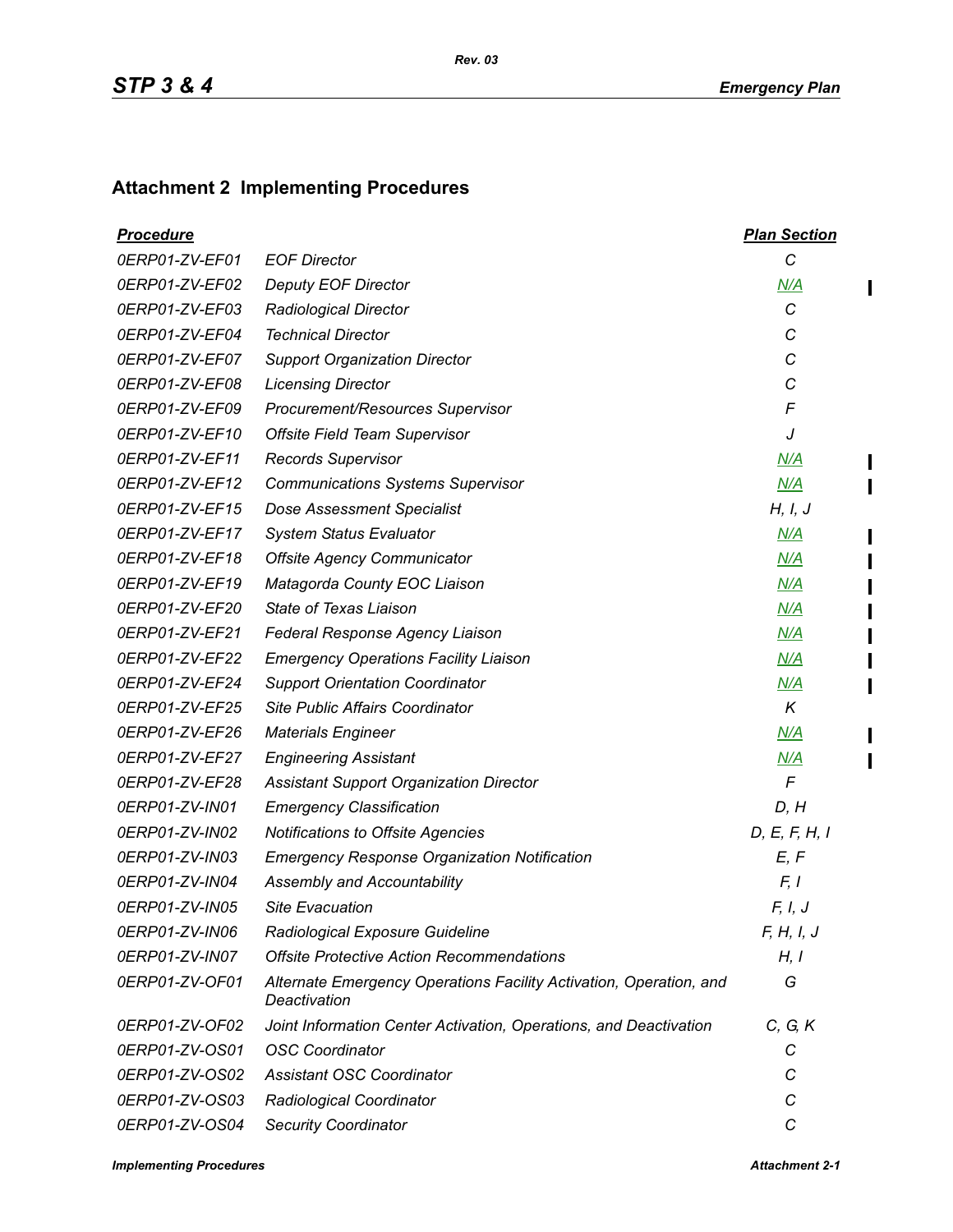## Attachment 2 Implementing Procedures

| *Procedure* | | *Plan Section* |
|---|---|---|
| *0ERP01-ZV-EF01* | *EOF Director* | *C* |
| *0ERP01-ZV-EF02* | *Deputy EOF Director* | *N/A* |
| *0ERP01-ZV-EF03* | *Radiological Director* | *C* |
| *0ERP01-ZV-EF04* | *Technical Director* | *C* |
| *0ERP01-ZV-EF07* | *Support Organization Director* | *C* |
| *0ERP01-ZV-EF08* | *Licensing Director* | *C* |
| *0ERP01-ZV-EF09* | *Procurement/Resources Supervisor* | *F* |
| *0ERP01-ZV-EF10* | *Offsite Field Team Supervisor* | *J* |
| *0ERP01-ZV-EF11* | *Records Supervisor* | *N/A* |
| *0ERP01-ZV-EF12* | *Communications Systems Supervisor* | *N/A* |
| *0ERP01-ZV-EF15* | *Dose Assessment Specialist* | *H, I, J* |
| *0ERP01-ZV-EF17* | *System Status Evaluator* | *N/A* |
| *0ERP01-ZV-EF18* | *Offsite Agency Communicator* | *N/A* |
| *0ERP01-ZV-EF19* | *Matagorda County EOC Liaison* | *N/A* |
| *0ERP01-ZV-EF20* | *State of Texas Liaison* | *N/A* |
| *0ERP01-ZV-EF21* | *Federal Response Agency Liaison* | *N/A* |
| *0ERP01-ZV-EF22* | *Emergency Operations Facility Liaison* | *N/A* |
| *0ERP01-ZV-EF24* | *Support Orientation Coordinator* | *N/A* |
| *0ERP01-ZV-EF25* | *Site Public Affairs Coordinator* | *K* |
| *0ERP01-ZV-EF26* | *Materials Engineer* | *N/A* |
| *0ERP01-ZV-EF27* | *Engineering Assistant* | *N/A* |
| *0ERP01-ZV-EF28* | *Assistant Support Organization Director* | *F* |
| *0ERP01-ZV-IN01* | *Emergency Classification* | *D, H* |
| *0ERP01-ZV-IN02* | *Notifications to Offsite Agencies* | *D, E, F, H, I* |
| *0ERP01-ZV-IN03* | *Emergency Response Organization Notification* | *E, F* |
| *0ERP01-ZV-IN04* | *Assembly and Accountability* | *F, I* |
| *0ERP01-ZV-IN05* | *Site Evacuation* | *F, I, J* |
| *0ERP01-ZV-IN06* | *Radiological Exposure Guideline* | *F, H, I, J* |
| *0ERP01-ZV-IN07* | *Offsite Protective Action Recommendations* | *H, I* |
| *0ERP01-ZV-OF01* | *Alternate Emergency Operations Facility Activation, Operation, and Deactivation* | *G* |
| *0ERP01-ZV-OF02* | *Joint Information Center Activation, Operations, and Deactivation* | *C, G, K* |
| *0ERP01-ZV-OS01* | *OSC Coordinator* | *C* |
| *0ERP01-ZV-OS02* | *Assistant OSC Coordinator* | *C* |
| *0ERP01-ZV-OS03* | *Radiological Coordinator* | *C* |
| *0ERP01-ZV-OS04* | *Security Coordinator* | *C* |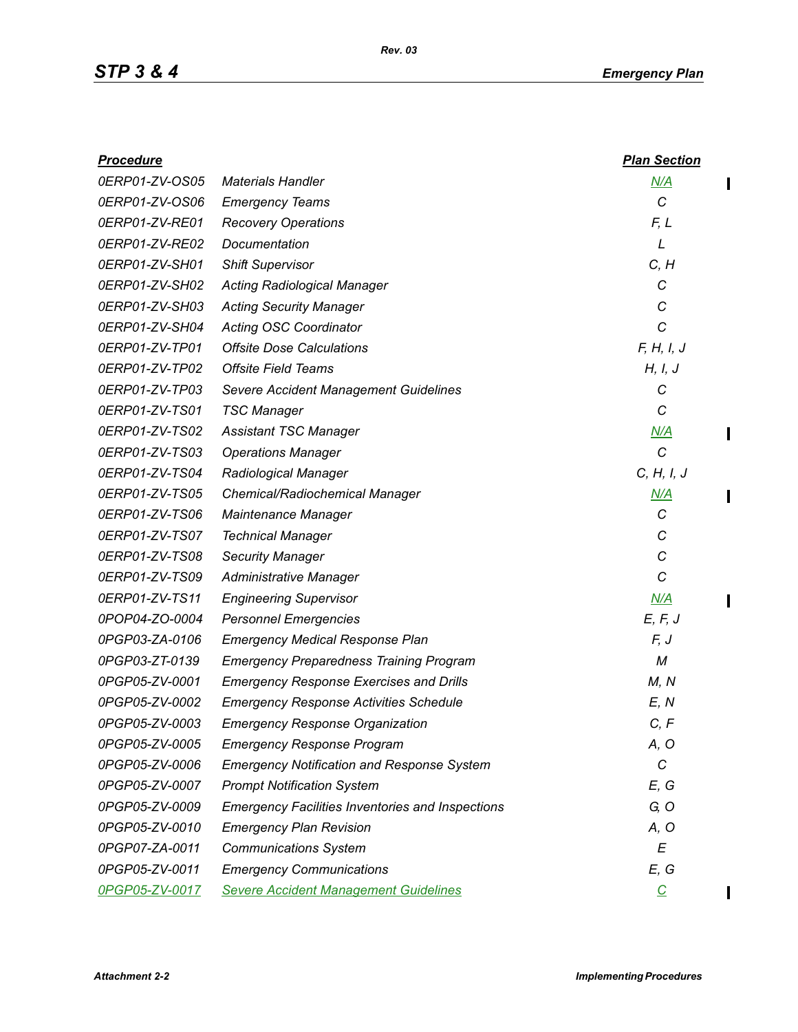| *Procedure* | | *Plan Section* |
|---|---|---|
| *0ERP01-ZV-OS05* | *Materials Handler* | *N/A* |
| *0ERP01-ZV-OS06* | *Emergency Teams* | *C* |
| *0ERP01-ZV-RE01* | *Recovery Operations* | *F, L* |
| *0ERP01-ZV-RE02* | *Documentation* | *L* |
| *0ERP01-ZV-SH01* | *Shift Supervisor* | *C, H* |
| *0ERP01-ZV-SH02* | *Acting Radiological Manager* | *C* |
| *0ERP01-ZV-SH03* | *Acting Security Manager* | *C* |
| *0ERP01-ZV-SH04* | *Acting OSC Coordinator* | *C* |
| *0ERP01-ZV-TP01* | *Offsite Dose Calculations* | *F, H, I, J* |
| *0ERP01-ZV-TP02* | *Offsite Field Teams* | *H, I, J* |
| *0ERP01-ZV-TP03* | *Severe Accident Management Guidelines* | *C* |
| *0ERP01-ZV-TS01* | *TSC Manager* | *C* |
| *0ERP01-ZV-TS02* | *Assistant TSC Manager* | *N/A* |
| *0ERP01-ZV-TS03* | *Operations Manager* | *C* |
| *0ERP01-ZV-TS04* | *Radiological Manager* | *C, H, I, J* |
| *0ERP01-ZV-TS05* | *Chemical/Radiochemical Manager* | *N/A* |
| *0ERP01-ZV-TS06* | *Maintenance Manager* | *C* |
| *0ERP01-ZV-TS07* | *Technical Manager* | *C* |
| *0ERP01-ZV-TS08* | *Security Manager* | *C* |
| *0ERP01-ZV-TS09* | *Administrative Manager* | *C* |
| *0ERP01-ZV-TS11* | *Engineering Supervisor* | *N/A* |
| *0POP04-ZO-0004* | *Personnel Emergencies* | *E, F, J* |
| *0PGP03-ZA-0106* | *Emergency Medical Response Plan* | *F, J* |
| *0PGP03-ZT-0139* | *Emergency Preparedness Training Program* | *M* |
| *0PGP05-ZV-0001* | *Emergency Response Exercises and Drills* | *M, N* |
| *0PGP05-ZV-0002* | *Emergency Response Activities Schedule* | *E, N* |
| *0PGP05-ZV-0003* | *Emergency Response Organization* | *C, F* |
| *0PGP05-ZV-0005* | *Emergency Response Program* | *A, O* |
| *0PGP05-ZV-0006* | *Emergency Notification and Response System* | *C* |
| *0PGP05-ZV-0007* | *Prompt Notification System* | *E, G* |
| *0PGP05-ZV-0009* | *Emergency Facilities Inventories and Inspections* | *G, O* |
| *0PGP05-ZV-0010* | *Emergency Plan Revision* | *A, O* |
| *0PGP07-ZA-0011* | *Communications System* | *E* |
| *0PGP05-ZV-0011* | *Emergency Communications* | *E, G* |
| *0PGP05-ZV-0017* | *Severe Accident Management Guidelines* | *C* |